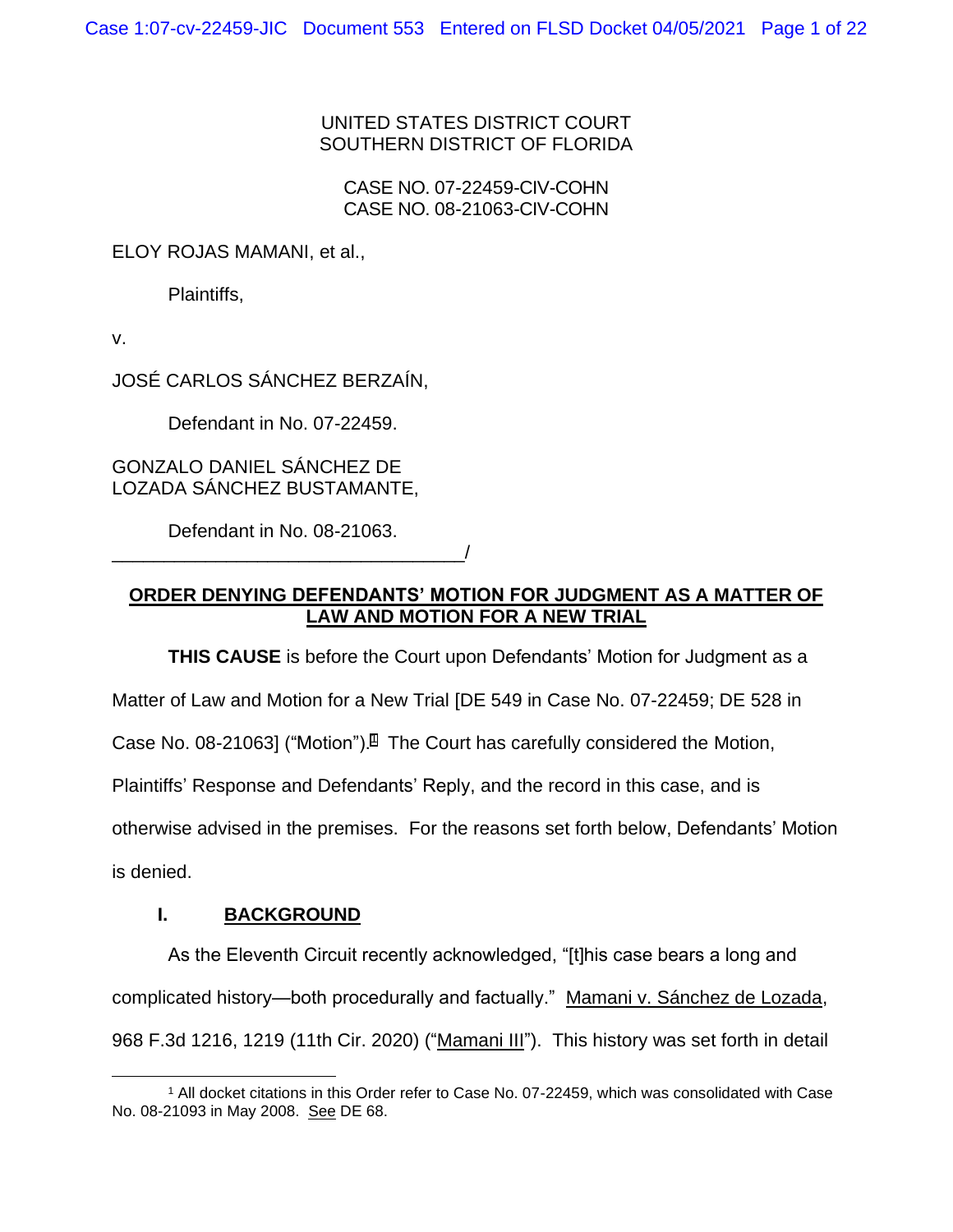UNITED STATES DISTRICT COURT
SOUTHERN DISTRICT OF FLORIDA

CASE NO. 07-22459-CIV-COHN
CASE NO. 08-21063-CIV-COHN

ELOY ROJAS MAMANI, et al.,

Plaintiffs,

v.

JOSÉ CARLOS SÁNCHEZ BERZAÍN,

Defendant in No. 07-22459.

GONZALO DANIEL SÁNCHEZ DE LOZADA SÁNCHEZ BUSTAMANTE,

Defendant in No. 08-21063.
_________________________________/

**ORDER DENYING DEFENDANTS' MOTION FOR JUDGMENT AS A MATTER OF LAW AND MOTION FOR A NEW TRIAL**

**THIS CAUSE** is before the Court upon Defendants' Motion for Judgment as a Matter of Law and Motion for a New Trial [DE 549 in Case No. 07-22459; DE 528 in Case No. 08-21063] ("Motion").[1] The Court has carefully considered the Motion, Plaintiffs' Response and Defendants' Reply, and the record in this case, and is otherwise advised in the premises. For the reasons set forth below, Defendants' Motion is denied.

## I. BACKGROUND

As the Eleventh Circuit recently acknowledged, "[t]his case bears a long and complicated history—both procedurally and factually." Mamani v. Sánchez de Lozada, 968 F.3d 1216, 1219 (11th Cir. 2020) ("Mamani III"). This history was set forth in detail

[1] All docket citations in this Order refer to Case No. 07-22459, which was consolidated with Case No. 08-21093 in May 2008. See DE 68.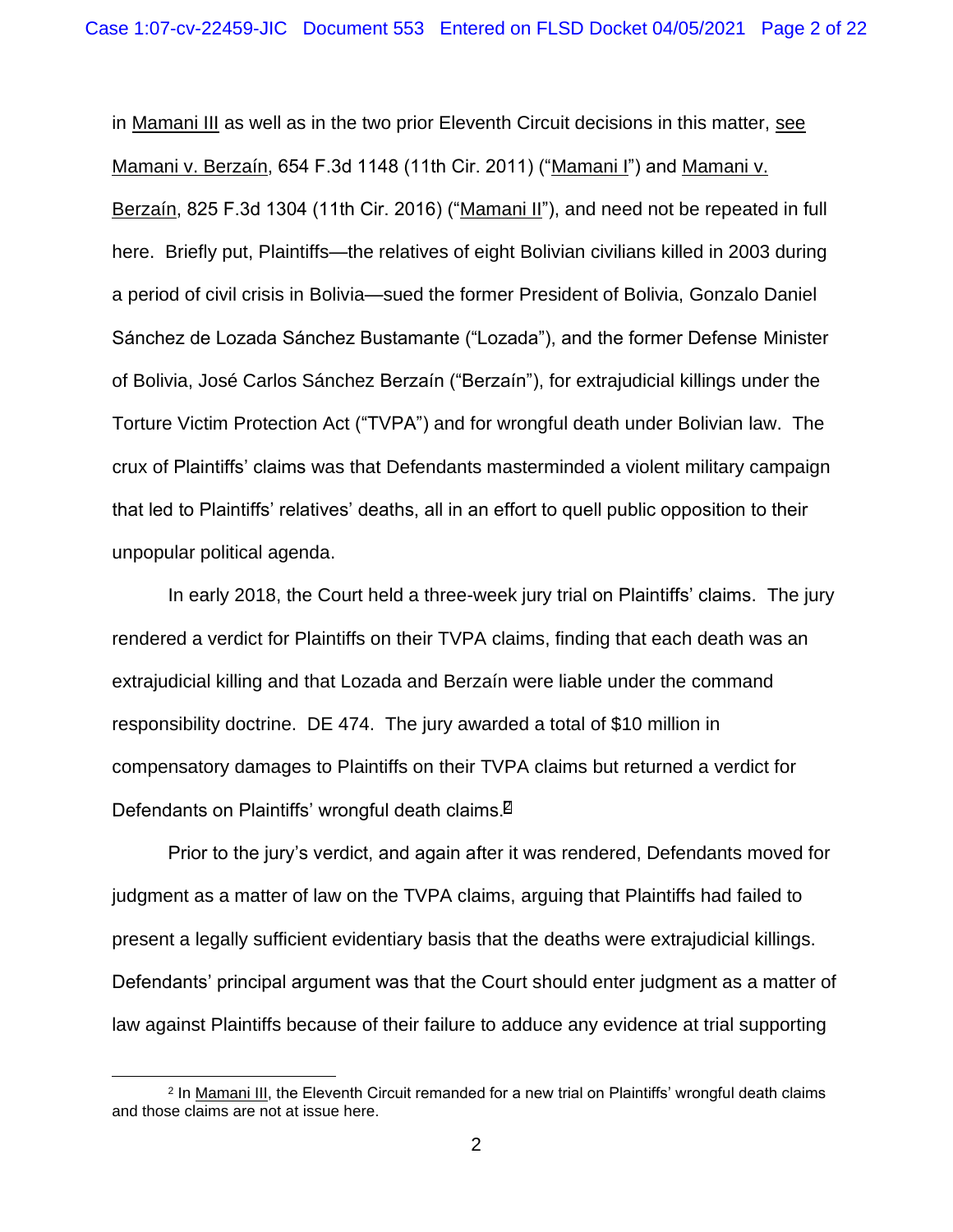in Mamani III as well as in the two prior Eleventh Circuit decisions in this matter, see Mamani v. Berzaín, 654 F.3d 1148 (11th Cir. 2011) ("Mamani I") and Mamani v. Berzaín, 825 F.3d 1304 (11th Cir. 2016) ("Mamani II"), and need not be repeated in full here. Briefly put, Plaintiffs—the relatives of eight Bolivian civilians killed in 2003 during a period of civil crisis in Bolivia—sued the former President of Bolivia, Gonzalo Daniel Sánchez de Lozada Sánchez Bustamante ("Lozada"), and the former Defense Minister of Bolivia, José Carlos Sánchez Berzaín ("Berzaín"), for extrajudicial killings under the Torture Victim Protection Act ("TVPA") and for wrongful death under Bolivian law. The crux of Plaintiffs' claims was that Defendants masterminded a violent military campaign that led to Plaintiffs' relatives' deaths, all in an effort to quell public opposition to their unpopular political agenda.

In early 2018, the Court held a three-week jury trial on Plaintiffs' claims. The jury rendered a verdict for Plaintiffs on their TVPA claims, finding that each death was an extrajudicial killing and that Lozada and Berzaín were liable under the command responsibility doctrine. DE 474. The jury awarded a total of $10 million in compensatory damages to Plaintiffs on their TVPA claims but returned a verdict for Defendants on Plaintiffs' wrongful death claims.[2]

Prior to the jury's verdict, and again after it was rendered, Defendants moved for judgment as a matter of law on the TVPA claims, arguing that Plaintiffs had failed to present a legally sufficient evidentiary basis that the deaths were extrajudicial killings. Defendants' principal argument was that the Court should enter judgment as a matter of law against Plaintiffs because of their failure to adduce any evidence at trial supporting

[2] In Mamani III, the Eleventh Circuit remanded for a new trial on Plaintiffs' wrongful death claims and those claims are not at issue here.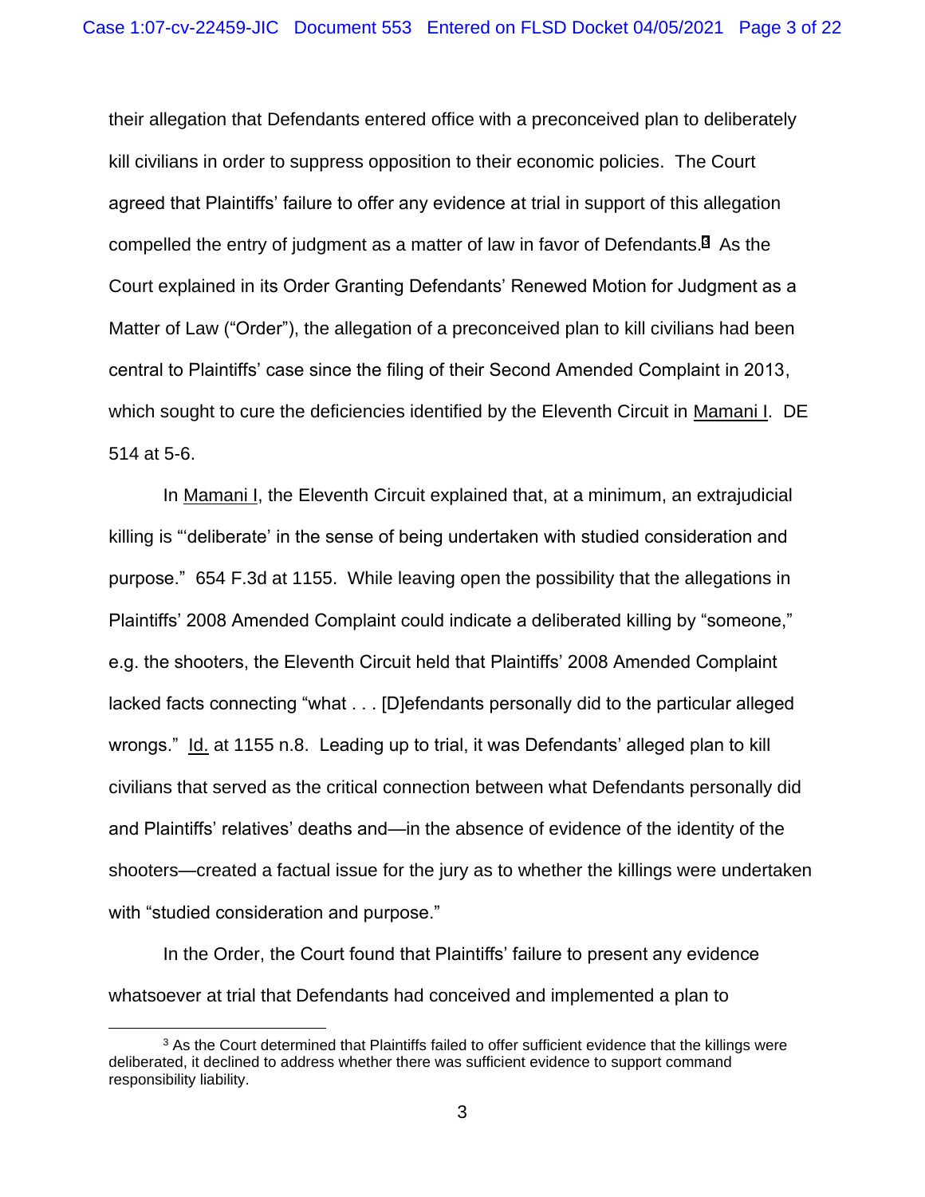their allegation that Defendants entered office with a preconceived plan to deliberately kill civilians in order to suppress opposition to their economic policies. The Court agreed that Plaintiffs' failure to offer any evidence at trial in support of this allegation compelled the entry of judgment as a matter of law in favor of Defendants.[3] As the Court explained in its Order Granting Defendants' Renewed Motion for Judgment as a Matter of Law ("Order"), the allegation of a preconceived plan to kill civilians had been central to Plaintiffs' case since the filing of their Second Amended Complaint in 2013, which sought to cure the deficiencies identified by the Eleventh Circuit in Mamani I. DE 514 at 5-6.

In Mamani I, the Eleventh Circuit explained that, at a minimum, an extrajudicial killing is "'deliberate' in the sense of being undertaken with studied consideration and purpose." 654 F.3d at 1155. While leaving open the possibility that the allegations in Plaintiffs' 2008 Amended Complaint could indicate a deliberated killing by "someone," e.g. the shooters, the Eleventh Circuit held that Plaintiffs' 2008 Amended Complaint lacked facts connecting "what . . . [D]efendants personally did to the particular alleged wrongs." Id. at 1155 n.8. Leading up to trial, it was Defendants' alleged plan to kill civilians that served as the critical connection between what Defendants personally did and Plaintiffs' relatives' deaths and—in the absence of evidence of the identity of the shooters—created a factual issue for the jury as to whether the killings were undertaken with "studied consideration and purpose."

In the Order, the Court found that Plaintiffs' failure to present any evidence whatsoever at trial that Defendants had conceived and implemented a plan to

[3] As the Court determined that Plaintiffs failed to offer sufficient evidence that the killings were deliberated, it declined to address whether there was sufficient evidence to support command responsibility liability.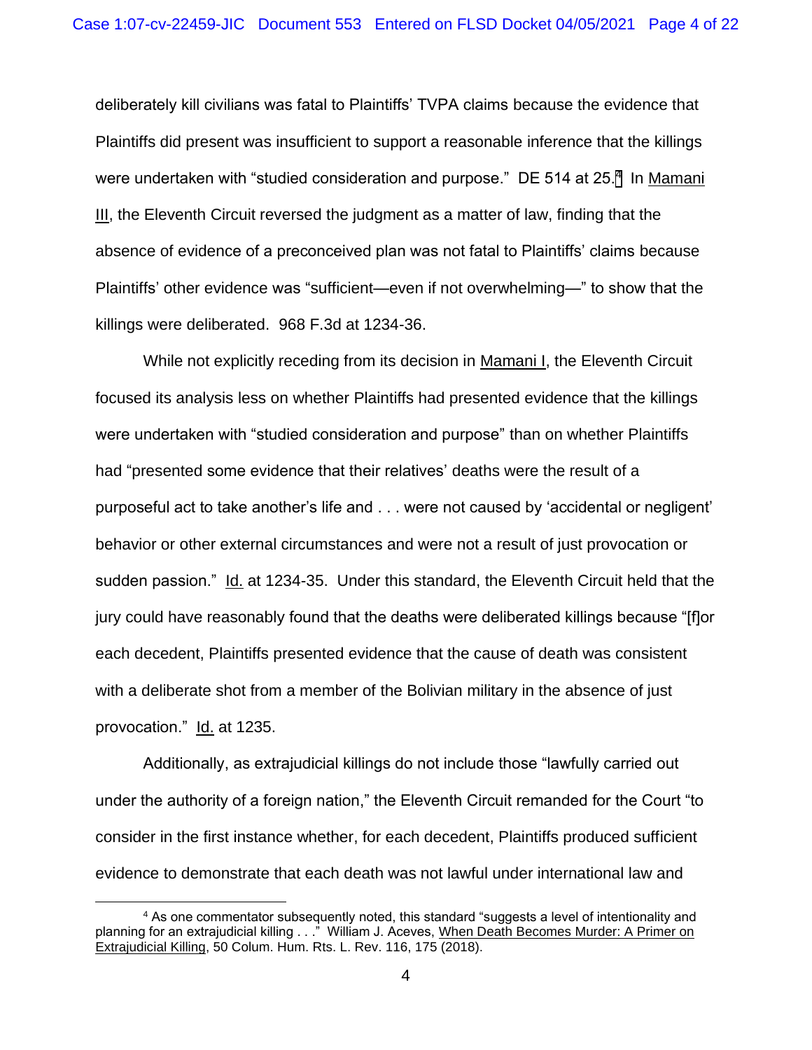deliberately kill civilians was fatal to Plaintiffs' TVPA claims because the evidence that Plaintiffs did present was insufficient to support a reasonable inference that the killings were undertaken with "studied consideration and purpose." DE 514 at 25.[4] In Mamani III, the Eleventh Circuit reversed the judgment as a matter of law, finding that the absence of evidence of a preconceived plan was not fatal to Plaintiffs' claims because Plaintiffs' other evidence was "sufficient—even if not overwhelming—" to show that the killings were deliberated. 968 F.3d at 1234-36.

While not explicitly receding from its decision in Mamani I, the Eleventh Circuit focused its analysis less on whether Plaintiffs had presented evidence that the killings were undertaken with "studied consideration and purpose" than on whether Plaintiffs had "presented some evidence that their relatives' deaths were the result of a purposeful act to take another's life and . . . were not caused by 'accidental or negligent' behavior or other external circumstances and were not a result of just provocation or sudden passion." Id. at 1234-35. Under this standard, the Eleventh Circuit held that the jury could have reasonably found that the deaths were deliberated killings because "[f]or each decedent, Plaintiffs presented evidence that the cause of death was consistent with a deliberate shot from a member of the Bolivian military in the absence of just provocation." Id. at 1235.

Additionally, as extrajudicial killings do not include those "lawfully carried out under the authority of a foreign nation," the Eleventh Circuit remanded for the Court "to consider in the first instance whether, for each decedent, Plaintiffs produced sufficient evidence to demonstrate that each death was not lawful under international law and

---

[4] As one commentator subsequently noted, this standard "suggests a level of intentionality and planning for an extrajudicial killing . . ." William J. Aceves, When Death Becomes Murder: A Primer on Extrajudicial Killing, 50 Colum. Hum. Rts. L. Rev. 116, 175 (2018).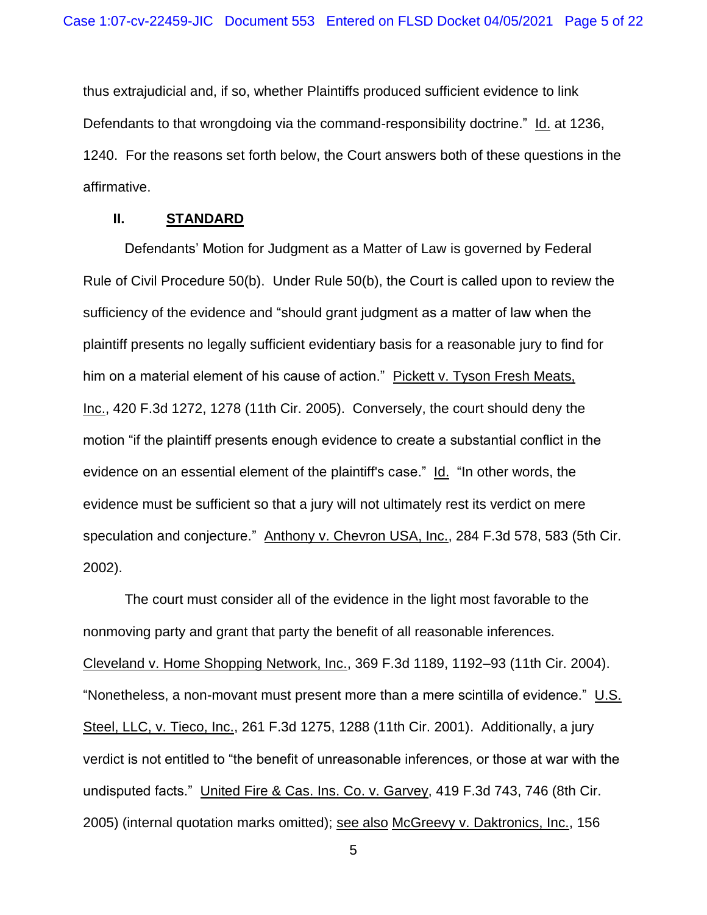thus extrajudicial and, if so, whether Plaintiffs produced sufficient evidence to link Defendants to that wrongdoing via the command-responsibility doctrine." Id. at 1236, 1240. For the reasons set forth below, the Court answers both of these questions in the affirmative.

## II. STANDARD

Defendants' Motion for Judgment as a Matter of Law is governed by Federal Rule of Civil Procedure 50(b). Under Rule 50(b), the Court is called upon to review the sufficiency of the evidence and "should grant judgment as a matter of law when the plaintiff presents no legally sufficient evidentiary basis for a reasonable jury to find for him on a material element of his cause of action." Pickett v. Tyson Fresh Meats, Inc., 420 F.3d 1272, 1278 (11th Cir. 2005). Conversely, the court should deny the motion "if the plaintiff presents enough evidence to create a substantial conflict in the evidence on an essential element of the plaintiff's case." Id. "In other words, the evidence must be sufficient so that a jury will not ultimately rest its verdict on mere speculation and conjecture." Anthony v. Chevron USA, Inc., 284 F.3d 578, 583 (5th Cir. 2002).

The court must consider all of the evidence in the light most favorable to the nonmoving party and grant that party the benefit of all reasonable inferences. Cleveland v. Home Shopping Network, Inc., 369 F.3d 1189, 1192–93 (11th Cir. 2004). "Nonetheless, a non-movant must present more than a mere scintilla of evidence." U.S. Steel, LLC, v. Tieco, Inc., 261 F.3d 1275, 1288 (11th Cir. 2001). Additionally, a jury verdict is not entitled to "the benefit of unreasonable inferences, or those at war with the undisputed facts." United Fire & Cas. Ins. Co. v. Garvey, 419 F.3d 743, 746 (8th Cir. 2005) (internal quotation marks omitted); see also McGreevy v. Daktronics, Inc., 156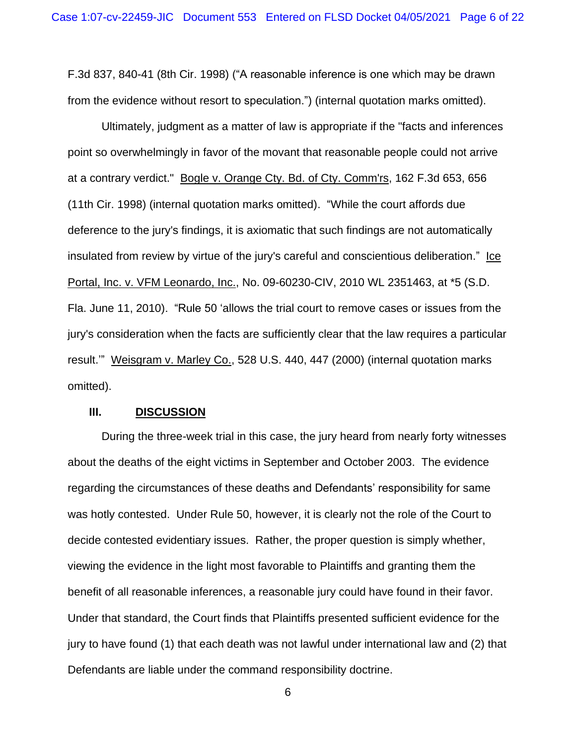F.3d 837, 840-41 (8th Cir. 1998) ("A reasonable inference is one which may be drawn from the evidence without resort to speculation.") (internal quotation marks omitted).

Ultimately, judgment as a matter of law is appropriate if the "facts and inferences point so overwhelmingly in favor of the movant that reasonable people could not arrive at a contrary verdict." Bogle v. Orange Cty. Bd. of Cty. Comm'rs, 162 F.3d 653, 656 (11th Cir. 1998) (internal quotation marks omitted). "While the court affords due deference to the jury's findings, it is axiomatic that such findings are not automatically insulated from review by virtue of the jury's careful and conscientious deliberation." Ice Portal, Inc. v. VFM Leonardo, Inc., No. 09-60230-CIV, 2010 WL 2351463, at *5 (S.D. Fla. June 11, 2010). "Rule 50 'allows the trial court to remove cases or issues from the jury's consideration when the facts are sufficiently clear that the law requires a particular result.'" Weisgram v. Marley Co., 528 U.S. 440, 447 (2000) (internal quotation marks omitted).

## III. DISCUSSION

During the three-week trial in this case, the jury heard from nearly forty witnesses about the deaths of the eight victims in September and October 2003. The evidence regarding the circumstances of these deaths and Defendants' responsibility for same was hotly contested. Under Rule 50, however, it is clearly not the role of the Court to decide contested evidentiary issues. Rather, the proper question is simply whether, viewing the evidence in the light most favorable to Plaintiffs and granting them the benefit of all reasonable inferences, a reasonable jury could have found in their favor. Under that standard, the Court finds that Plaintiffs presented sufficient evidence for the jury to have found (1) that each death was not lawful under international law and (2) that Defendants are liable under the command responsibility doctrine.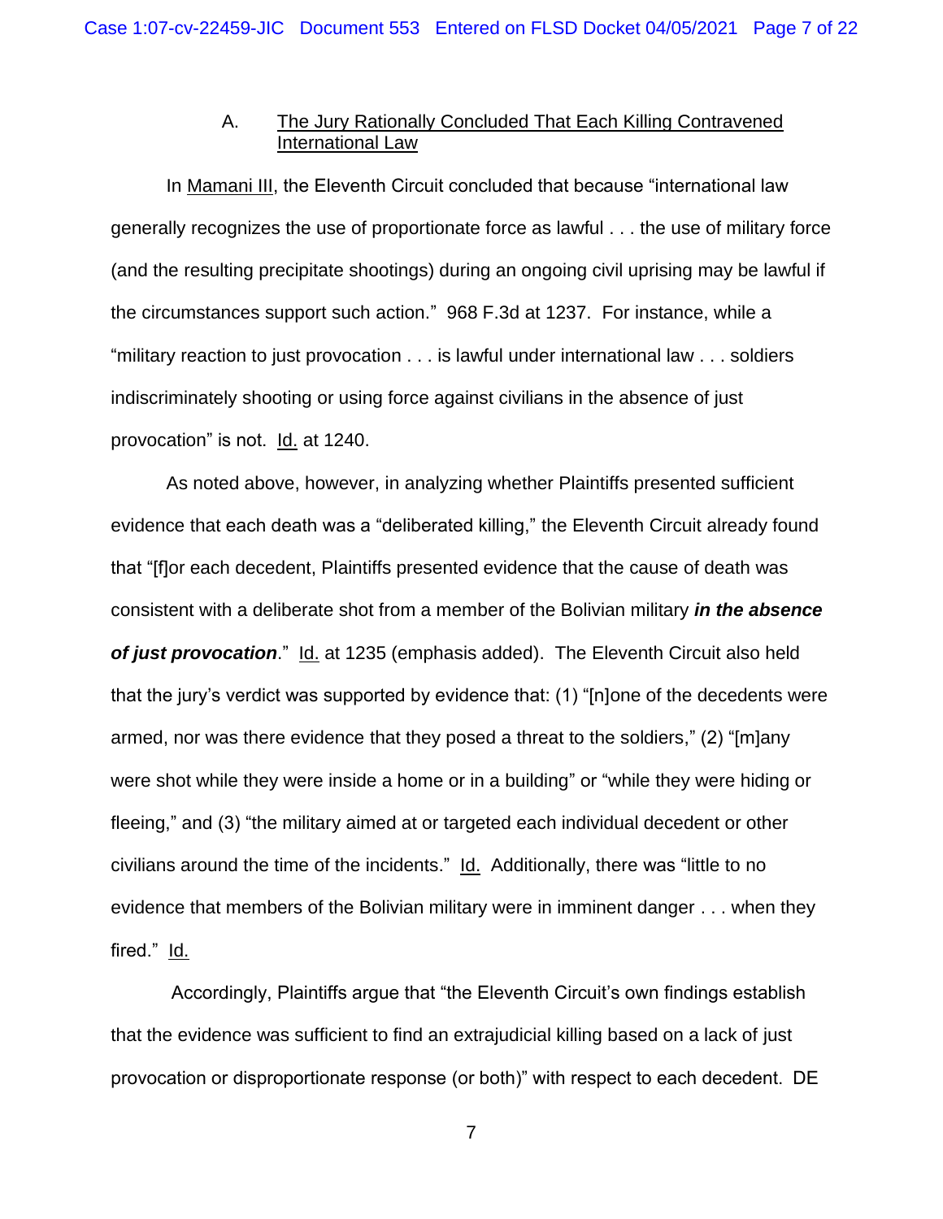### A. <u>The Jury Rationally Concluded That Each Killing Contravened International Law</u>

In <u>Mamani III</u>, the Eleventh Circuit concluded that because "international law generally recognizes the use of proportionate force as lawful . . . the use of military force (and the resulting precipitate shootings) during an ongoing civil uprising may be lawful if the circumstances support such action." 968 F.3d at 1237. For instance, while a "military reaction to just provocation . . . is lawful under international law . . . soldiers indiscriminately shooting or using force against civilians in the absence of just provocation" is not. <u>Id.</u> at 1240.

As noted above, however, in analyzing whether Plaintiffs presented sufficient evidence that each death was a "deliberated killing," the Eleventh Circuit already found that "[f]or each decedent, Plaintiffs presented evidence that the cause of death was consistent with a deliberate shot from a member of the Bolivian military ***in the absence of just provocation***." <u>Id.</u> at 1235 (emphasis added). The Eleventh Circuit also held that the jury's verdict was supported by evidence that: (1) "[n]one of the decedents were armed, nor was there evidence that they posed a threat to the soldiers," (2) "[m]any were shot while they were inside a home or in a building" or "while they were hiding or fleeing," and (3) "the military aimed at or targeted each individual decedent or other civilians around the time of the incidents." <u>Id.</u> Additionally, there was "little to no evidence that members of the Bolivian military were in imminent danger . . . when they fired." <u>Id.</u>

Accordingly, Plaintiffs argue that "the Eleventh Circuit's own findings establish that the evidence was sufficient to find an extrajudicial killing based on a lack of just provocation or disproportionate response (or both)" with respect to each decedent. DE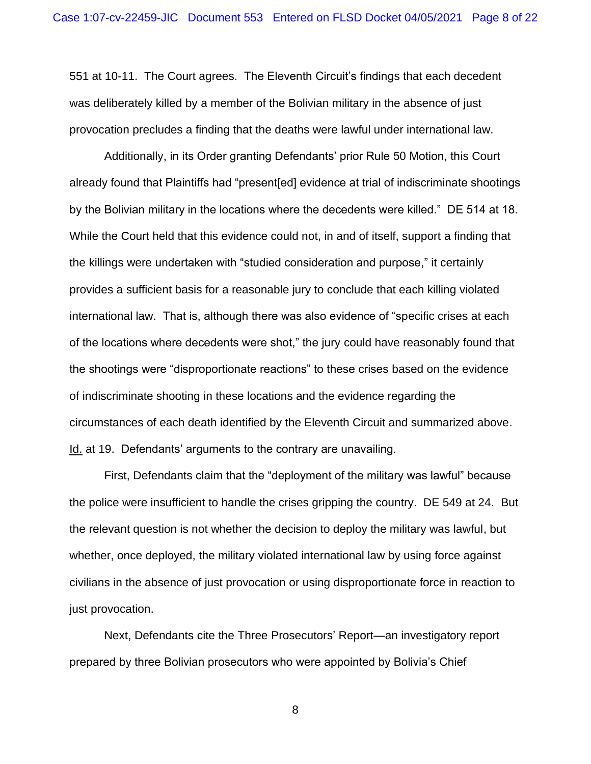551 at 10-11. The Court agrees. The Eleventh Circuit's findings that each decedent was deliberately killed by a member of the Bolivian military in the absence of just provocation precludes a finding that the deaths were lawful under international law.

Additionally, in its Order granting Defendants' prior Rule 50 Motion, this Court already found that Plaintiffs had "present[ed] evidence at trial of indiscriminate shootings by the Bolivian military in the locations where the decedents were killed." DE 514 at 18. While the Court held that this evidence could not, in and of itself, support a finding that the killings were undertaken with "studied consideration and purpose," it certainly provides a sufficient basis for a reasonable jury to conclude that each killing violated international law. That is, although there was also evidence of "specific crises at each of the locations where decedents were shot," the jury could have reasonably found that the shootings were "disproportionate reactions" to these crises based on the evidence of indiscriminate shooting in these locations and the evidence regarding the circumstances of each death identified by the Eleventh Circuit and summarized above. Id. at 19. Defendants' arguments to the contrary are unavailing.

First, Defendants claim that the "deployment of the military was lawful" because the police were insufficient to handle the crises gripping the country. DE 549 at 24. But the relevant question is not whether the decision to deploy the military was lawful, but whether, once deployed, the military violated international law by using force against civilians in the absence of just provocation or using disproportionate force in reaction to just provocation.

Next, Defendants cite the Three Prosecutors' Report—an investigatory report prepared by three Bolivian prosecutors who were appointed by Bolivia's Chief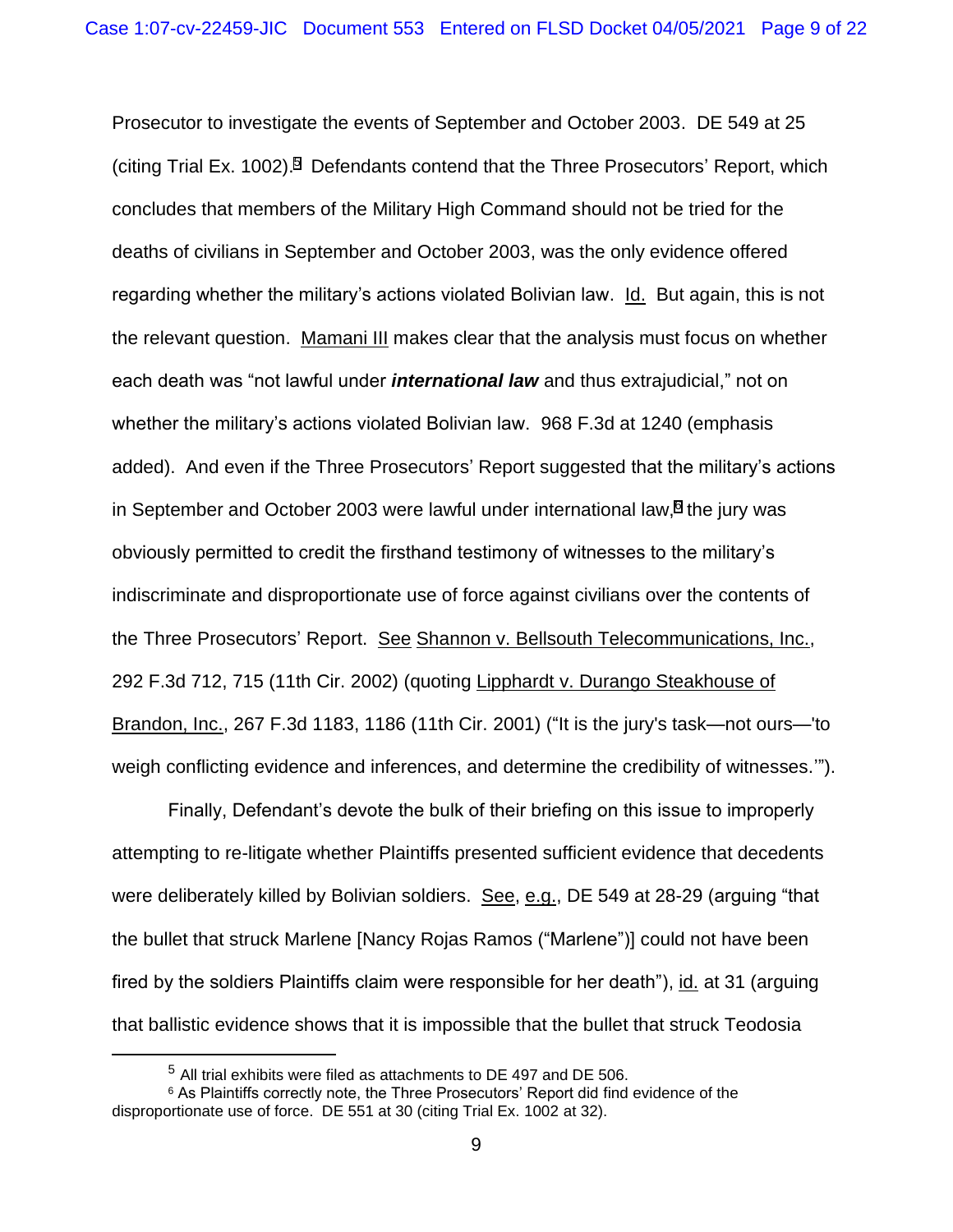Prosecutor to investigate the events of September and October 2003. DE 549 at 25 (citing Trial Ex. 1002).[5] Defendants contend that the Three Prosecutors' Report, which concludes that members of the Military High Command should not be tried for the deaths of civilians in September and October 2003, was the only evidence offered regarding whether the military's actions violated Bolivian law. Id. But again, this is not the relevant question. Mamani III makes clear that the analysis must focus on whether each death was "not lawful under ***international law*** and thus extrajudicial," not on whether the military's actions violated Bolivian law. 968 F.3d at 1240 (emphasis added). And even if the Three Prosecutors' Report suggested that the military's actions in September and October 2003 were lawful under international law,[6] the jury was obviously permitted to credit the firsthand testimony of witnesses to the military's indiscriminate and disproportionate use of force against civilians over the contents of the Three Prosecutors' Report. See Shannon v. Bellsouth Telecommunications, Inc., 292 F.3d 712, 715 (11th Cir. 2002) (quoting Lipphardt v. Durango Steakhouse of Brandon, Inc., 267 F.3d 1183, 1186 (11th Cir. 2001) ("It is the jury's task—not ours—'to weigh conflicting evidence and inferences, and determine the credibility of witnesses.'").

Finally, Defendant's devote the bulk of their briefing on this issue to improperly attempting to re-litigate whether Plaintiffs presented sufficient evidence that decedents were deliberately killed by Bolivian soldiers. See, e.g., DE 549 at 28-29 (arguing "that the bullet that struck Marlene [Nancy Rojas Ramos ("Marlene")] could not have been fired by the soldiers Plaintiffs claim were responsible for her death"), id. at 31 (arguing that ballistic evidence shows that it is impossible that the bullet that struck Teodosia

[5] All trial exhibits were filed as attachments to DE 497 and DE 506.

[6] As Plaintiffs correctly note, the Three Prosecutors' Report did find evidence of the disproportionate use of force. DE 551 at 30 (citing Trial Ex. 1002 at 32).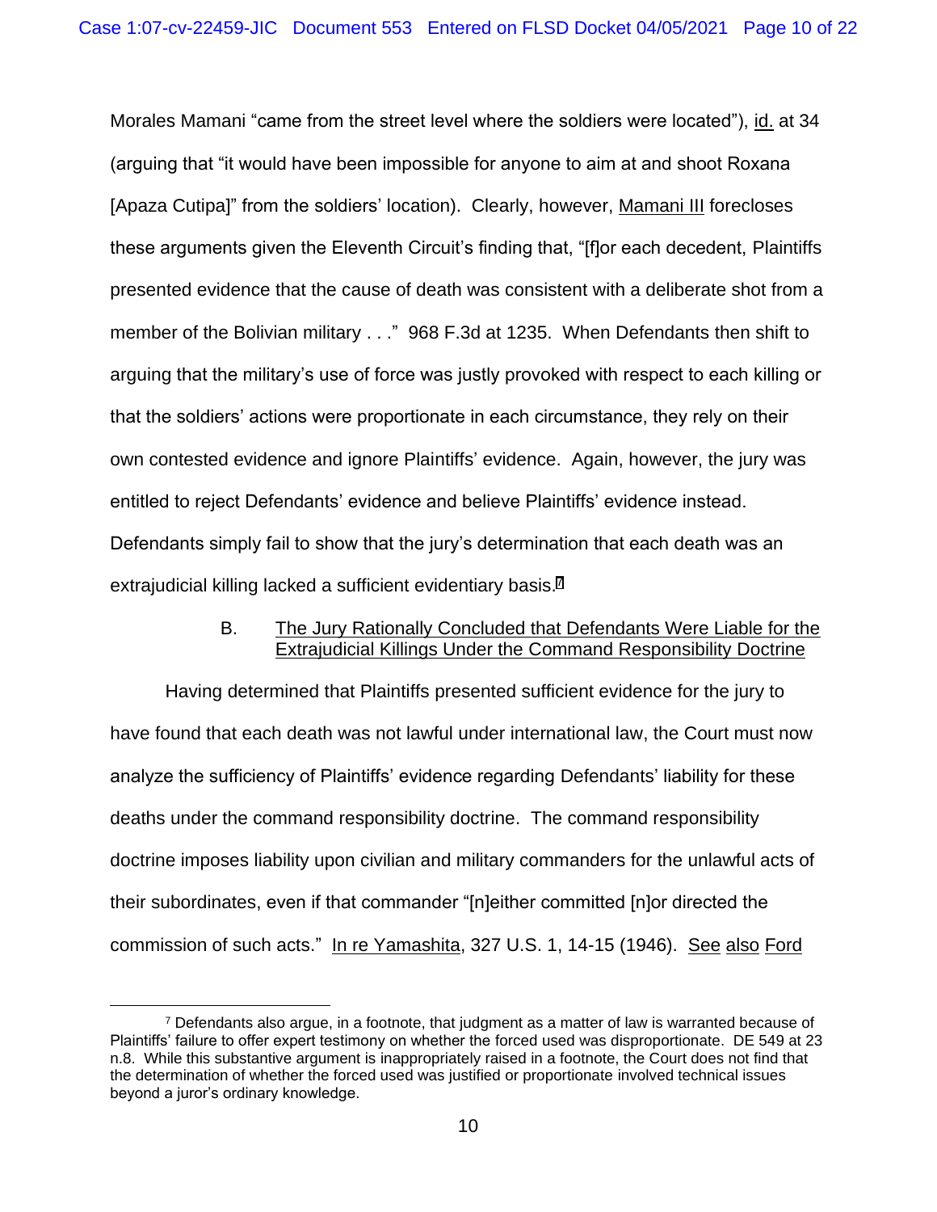Morales Mamani "came from the street level where the soldiers were located"), id. at 34 (arguing that "it would have been impossible for anyone to aim at and shoot Roxana [Apaza Cutipa]" from the soldiers' location). Clearly, however, Mamani III forecloses these arguments given the Eleventh Circuit's finding that, "[f]or each decedent, Plaintiffs presented evidence that the cause of death was consistent with a deliberate shot from a member of the Bolivian military . . ." 968 F.3d at 1235. When Defendants then shift to arguing that the military's use of force was justly provoked with respect to each killing or that the soldiers' actions were proportionate in each circumstance, they rely on their own contested evidence and ignore Plaintiffs' evidence. Again, however, the jury was entitled to reject Defendants' evidence and believe Plaintiffs' evidence instead. Defendants simply fail to show that the jury's determination that each death was an extrajudicial killing lacked a sufficient evidentiary basis.[7]

### B. The Jury Rationally Concluded that Defendants Were Liable for the Extrajudicial Killings Under the Command Responsibility Doctrine

Having determined that Plaintiffs presented sufficient evidence for the jury to have found that each death was not lawful under international law, the Court must now analyze the sufficiency of Plaintiffs' evidence regarding Defendants' liability for these deaths under the command responsibility doctrine. The command responsibility doctrine imposes liability upon civilian and military commanders for the unlawful acts of their subordinates, even if that commander "[n]either committed [n]or directed the commission of such acts." In re Yamashita, 327 U.S. 1, 14-15 (1946). See also Ford

---

[7] Defendants also argue, in a footnote, that judgment as a matter of law is warranted because of Plaintiffs' failure to offer expert testimony on whether the forced used was disproportionate. DE 549 at 23 n.8. While this substantive argument is inappropriately raised in a footnote, the Court does not find that the determination of whether the forced used was justified or proportionate involved technical issues beyond a juror's ordinary knowledge.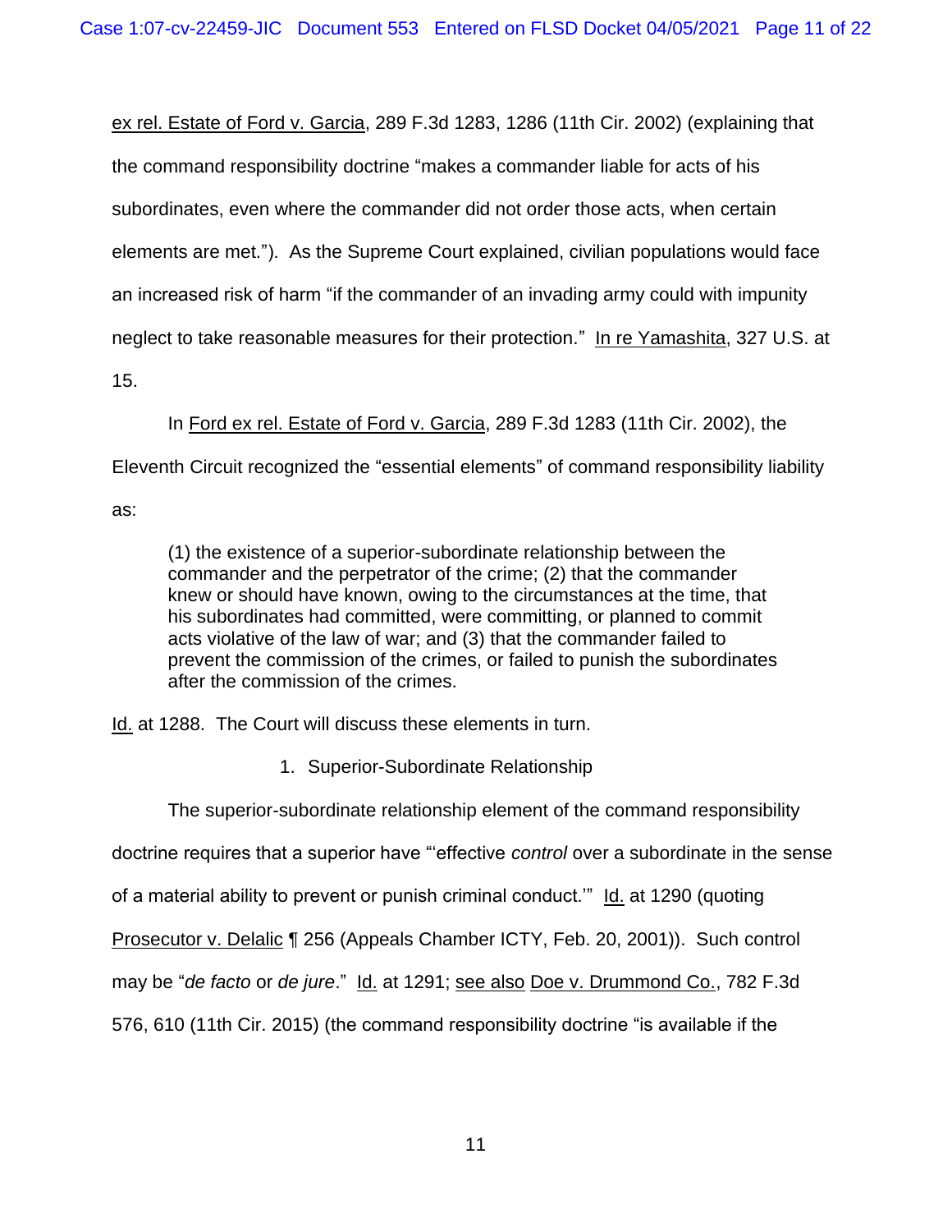ex rel. Estate of Ford v. Garcia, 289 F.3d 1283, 1286 (11th Cir. 2002) (explaining that the command responsibility doctrine "makes a commander liable for acts of his subordinates, even where the commander did not order those acts, when certain elements are met."). As the Supreme Court explained, civilian populations would face an increased risk of harm "if the commander of an invading army could with impunity neglect to take reasonable measures for their protection." In re Yamashita, 327 U.S. at 15.

In Ford ex rel. Estate of Ford v. Garcia, 289 F.3d 1283 (11th Cir. 2002), the Eleventh Circuit recognized the "essential elements" of command responsibility liability as:

> (1) the existence of a superior-subordinate relationship between the commander and the perpetrator of the crime; (2) that the commander knew or should have known, owing to the circumstances at the time, that his subordinates had committed, were committing, or planned to commit acts violative of the law of war; and (3) that the commander failed to prevent the commission of the crimes, or failed to punish the subordinates after the commission of the crimes.

Id. at 1288. The Court will discuss these elements in turn.

1. Superior-Subordinate Relationship

The superior-subordinate relationship element of the command responsibility doctrine requires that a superior have "'effective *control* over a subordinate in the sense of a material ability to prevent or punish criminal conduct.'" Id. at 1290 (quoting Prosecutor v. Delalic ¶ 256 (Appeals Chamber ICTY, Feb. 20, 2001)). Such control may be "*de facto* or *de jure*." Id. at 1291; see also Doe v. Drummond Co., 782 F.3d 576, 610 (11th Cir. 2015) (the command responsibility doctrine "is available if the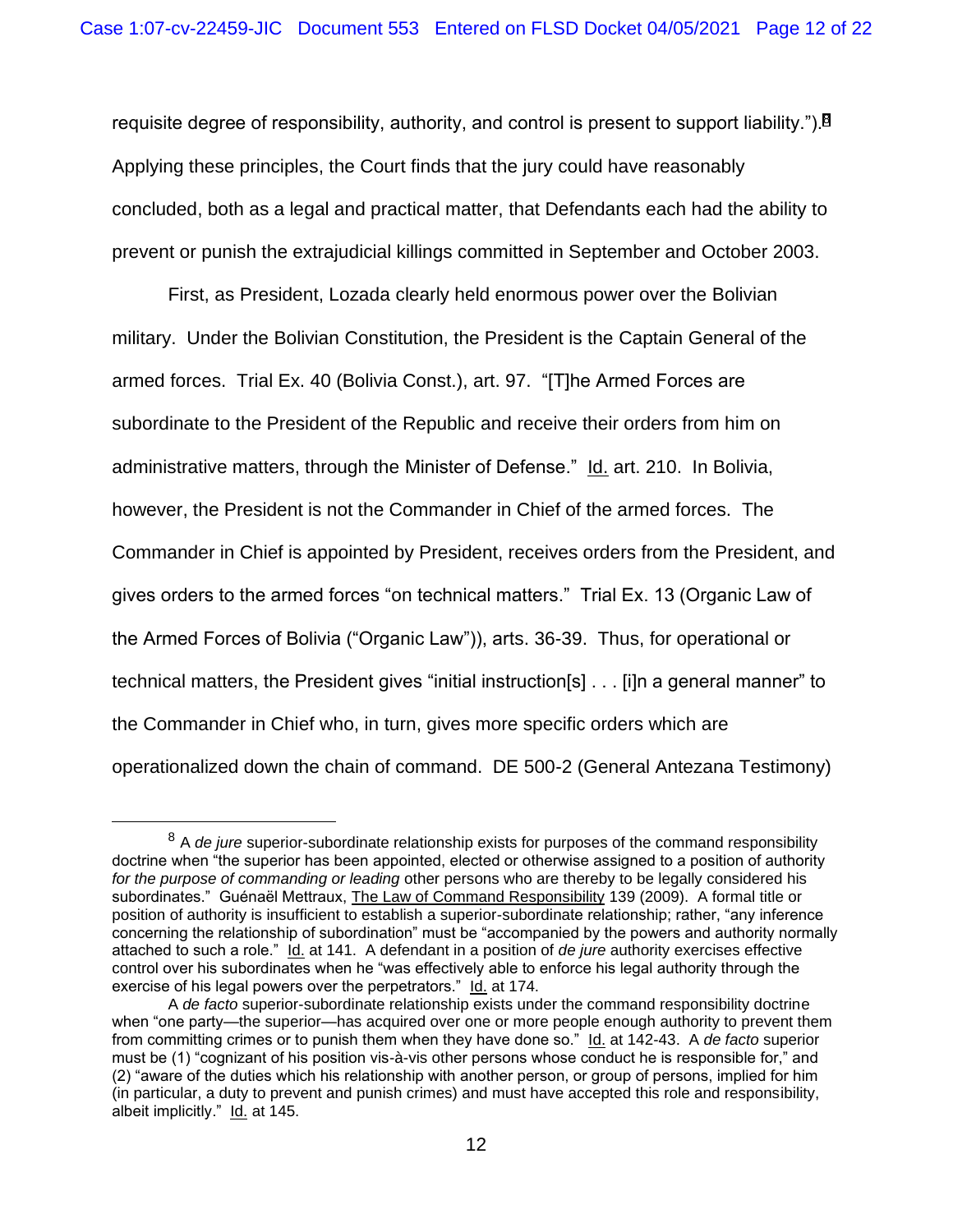requisite degree of responsibility, authority, and control is present to support liability.").[8] Applying these principles, the Court finds that the jury could have reasonably concluded, both as a legal and practical matter, that Defendants each had the ability to prevent or punish the extrajudicial killings committed in September and October 2003.

First, as President, Lozada clearly held enormous power over the Bolivian military. Under the Bolivian Constitution, the President is the Captain General of the armed forces. Trial Ex. 40 (Bolivia Const.), art. 97. "[T]he Armed Forces are subordinate to the President of the Republic and receive their orders from him on administrative matters, through the Minister of Defense." Id. art. 210. In Bolivia, however, the President is not the Commander in Chief of the armed forces. The Commander in Chief is appointed by President, receives orders from the President, and gives orders to the armed forces "on technical matters." Trial Ex. 13 (Organic Law of the Armed Forces of Bolivia ("Organic Law")), arts. 36-39. Thus, for operational or technical matters, the President gives "initial instruction[s] . . . [i]n a general manner" to the Commander in Chief who, in turn, gives more specific orders which are operationalized down the chain of command. DE 500-2 (General Antezana Testimony)

---

[8] A *de jure* superior-subordinate relationship exists for purposes of the command responsibility doctrine when "the superior has been appointed, elected or otherwise assigned to a position of authority *for the purpose of commanding or leading* other persons who are thereby to be legally considered his subordinates." Guénaël Mettraux, The Law of Command Responsibility 139 (2009). A formal title or position of authority is insufficient to establish a superior-subordinate relationship; rather, "any inference concerning the relationship of subordination" must be "accompanied by the powers and authority normally attached to such a role." Id. at 141. A defendant in a position of *de jure* authority exercises effective control over his subordinates when he "was effectively able to enforce his legal authority through the exercise of his legal powers over the perpetrators." Id. at 174.

A *de facto* superior-subordinate relationship exists under the command responsibility doctrine when "one party—the superior—has acquired over one or more people enough authority to prevent them from committing crimes or to punish them when they have done so." Id. at 142-43. A *de facto* superior must be (1) "cognizant of his position vis-à-vis other persons whose conduct he is responsible for," and (2) "aware of the duties which his relationship with another person, or group of persons, implied for him (in particular, a duty to prevent and punish crimes) and must have accepted this role and responsibility, albeit implicitly." Id. at 145.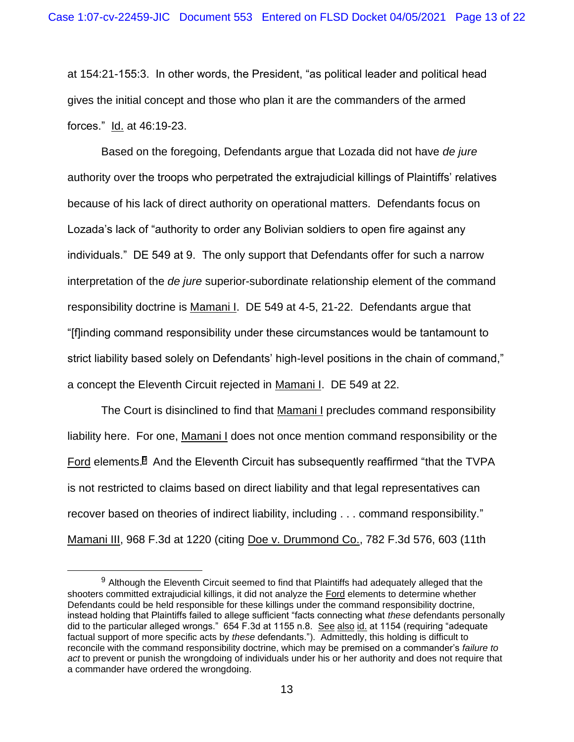at 154:21-155:3. In other words, the President, "as political leader and political head gives the initial concept and those who plan it are the commanders of the armed forces." Id. at 46:19-23.

Based on the foregoing, Defendants argue that Lozada did not have *de jure* authority over the troops who perpetrated the extrajudicial killings of Plaintiffs' relatives because of his lack of direct authority on operational matters. Defendants focus on Lozada's lack of "authority to order any Bolivian soldiers to open fire against any individuals." DE 549 at 9. The only support that Defendants offer for such a narrow interpretation of the *de jure* superior-subordinate relationship element of the command responsibility doctrine is Mamani I. DE 549 at 4-5, 21-22. Defendants argue that "[f]inding command responsibility under these circumstances would be tantamount to strict liability based solely on Defendants' high-level positions in the chain of command," a concept the Eleventh Circuit rejected in Mamani I. DE 549 at 22.

The Court is disinclined to find that Mamani I precludes command responsibility liability here. For one, Mamani I does not once mention command responsibility or the Ford elements.[9] And the Eleventh Circuit has subsequently reaffirmed "that the TVPA is not restricted to claims based on direct liability and that legal representatives can recover based on theories of indirect liability, including . . . command responsibility." Mamani III, 968 F.3d at 1220 (citing Doe v. Drummond Co., 782 F.3d 576, 603 (11th

---

[9] Although the Eleventh Circuit seemed to find that Plaintiffs had adequately alleged that the shooters committed extrajudicial killings, it did not analyze the Ford elements to determine whether Defendants could be held responsible for these killings under the command responsibility doctrine, instead holding that Plaintiffs failed to allege sufficient "facts connecting what *these* defendants personally did to the particular alleged wrongs." 654 F.3d at 1155 n.8. See also id. at 1154 (requiring "adequate factual support of more specific acts by *these* defendants."). Admittedly, this holding is difficult to reconcile with the command responsibility doctrine, which may be premised on a commander's *failure to act* to prevent or punish the wrongdoing of individuals under his or her authority and does not require that a commander have ordered the wrongdoing.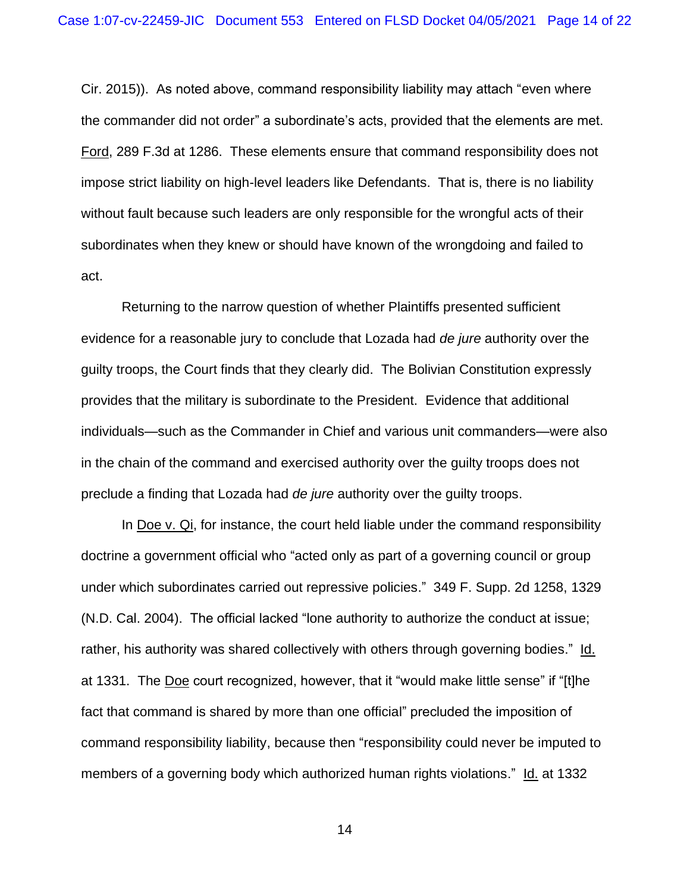Cir. 2015)). As noted above, command responsibility liability may attach "even where the commander did not order" a subordinate's acts, provided that the elements are met. Ford, 289 F.3d at 1286. These elements ensure that command responsibility does not impose strict liability on high-level leaders like Defendants. That is, there is no liability without fault because such leaders are only responsible for the wrongful acts of their subordinates when they knew or should have known of the wrongdoing and failed to act.

Returning to the narrow question of whether Plaintiffs presented sufficient evidence for a reasonable jury to conclude that Lozada had *de jure* authority over the guilty troops, the Court finds that they clearly did. The Bolivian Constitution expressly provides that the military is subordinate to the President. Evidence that additional individuals—such as the Commander in Chief and various unit commanders—were also in the chain of the command and exercised authority over the guilty troops does not preclude a finding that Lozada had *de jure* authority over the guilty troops.

In Doe v. Qi, for instance, the court held liable under the command responsibility doctrine a government official who "acted only as part of a governing council or group under which subordinates carried out repressive policies." 349 F. Supp. 2d 1258, 1329 (N.D. Cal. 2004). The official lacked "lone authority to authorize the conduct at issue; rather, his authority was shared collectively with others through governing bodies." Id. at 1331. The Doe court recognized, however, that it "would make little sense" if "[t]he fact that command is shared by more than one official" precluded the imposition of command responsibility liability, because then "responsibility could never be imputed to members of a governing body which authorized human rights violations." Id. at 1332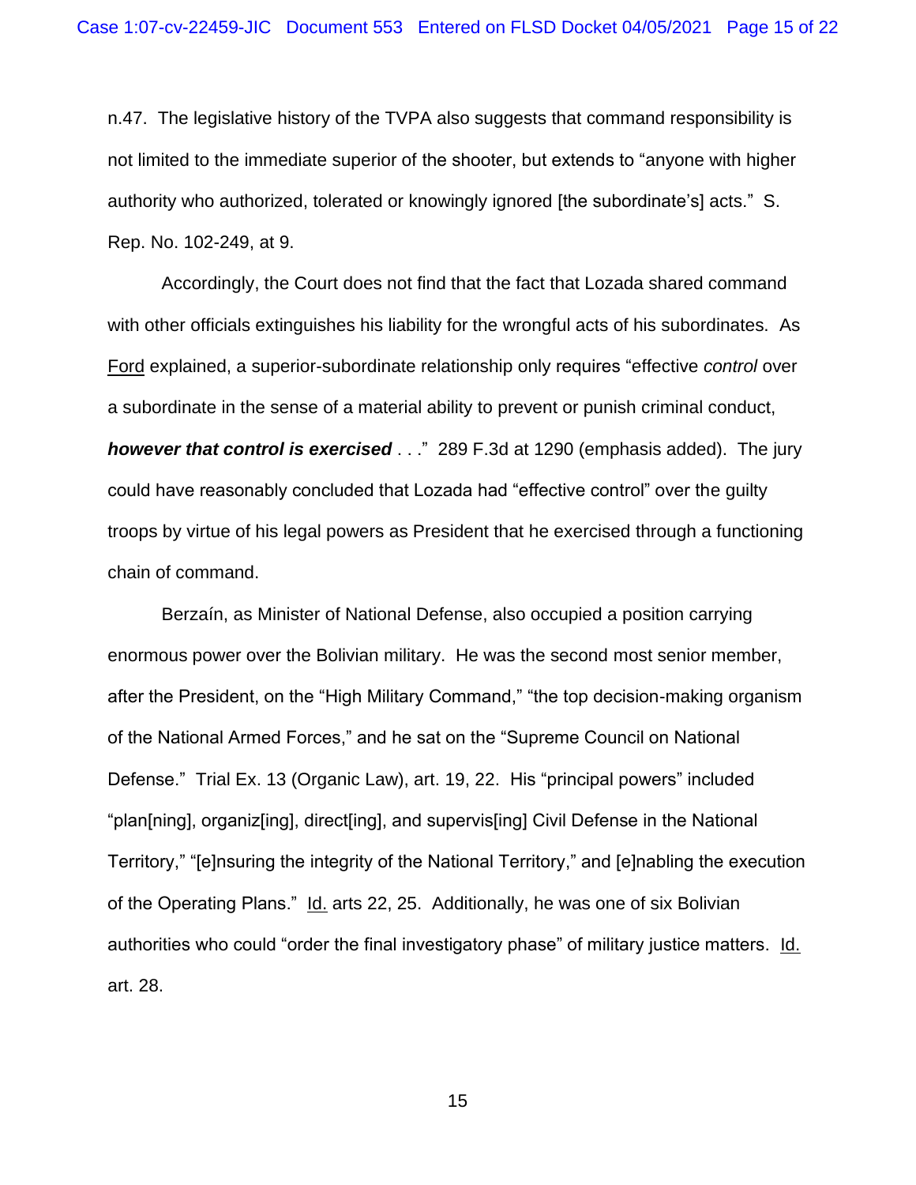n.47. The legislative history of the TVPA also suggests that command responsibility is not limited to the immediate superior of the shooter, but extends to "anyone with higher authority who authorized, tolerated or knowingly ignored [the subordinate's] acts." S. Rep. No. 102-249, at 9.

Accordingly, the Court does not find that the fact that Lozada shared command with other officials extinguishes his liability for the wrongful acts of his subordinates. As Ford explained, a superior-subordinate relationship only requires "effective *control* over a subordinate in the sense of a material ability to prevent or punish criminal conduct, ***however that control is exercised*** . . ." 289 F.3d at 1290 (emphasis added). The jury could have reasonably concluded that Lozada had "effective control" over the guilty troops by virtue of his legal powers as President that he exercised through a functioning chain of command.

Berzaín, as Minister of National Defense, also occupied a position carrying enormous power over the Bolivian military. He was the second most senior member, after the President, on the "High Military Command," "the top decision-making organism of the National Armed Forces," and he sat on the "Supreme Council on National Defense." Trial Ex. 13 (Organic Law), art. 19, 22. His "principal powers" included "plan[ning], organiz[ing], direct[ing], and supervis[ing] Civil Defense in the National Territory," "[e]nsuring the integrity of the National Territory," and [e]nabling the execution of the Operating Plans." Id. arts 22, 25. Additionally, he was one of six Bolivian authorities who could "order the final investigatory phase" of military justice matters. Id. art. 28.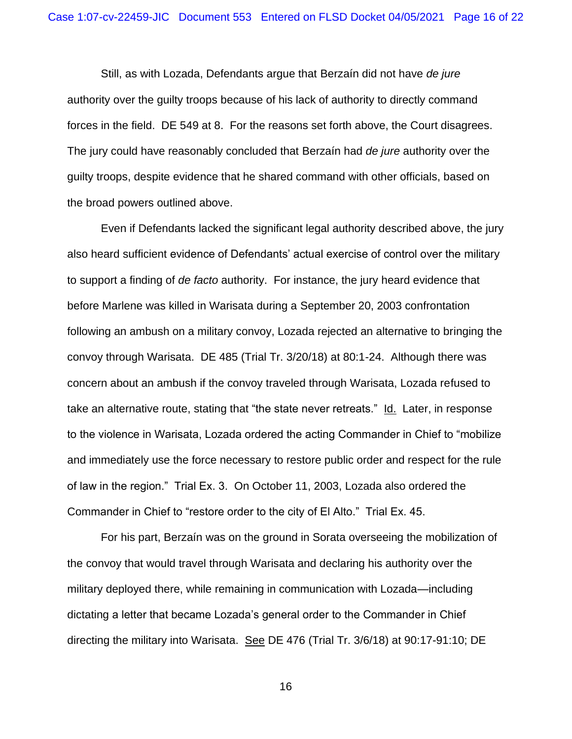Still, as with Lozada, Defendants argue that Berzaín did not have *de jure* authority over the guilty troops because of his lack of authority to directly command forces in the field. DE 549 at 8. For the reasons set forth above, the Court disagrees. The jury could have reasonably concluded that Berzaín had *de jure* authority over the guilty troops, despite evidence that he shared command with other officials, based on the broad powers outlined above.

Even if Defendants lacked the significant legal authority described above, the jury also heard sufficient evidence of Defendants' actual exercise of control over the military to support a finding of *de facto* authority. For instance, the jury heard evidence that before Marlene was killed in Warisata during a September 20, 2003 confrontation following an ambush on a military convoy, Lozada rejected an alternative to bringing the convoy through Warisata. DE 485 (Trial Tr. 3/20/18) at 80:1-24. Although there was concern about an ambush if the convoy traveled through Warisata, Lozada refused to take an alternative route, stating that "the state never retreats." Id. Later, in response to the violence in Warisata, Lozada ordered the acting Commander in Chief to "mobilize and immediately use the force necessary to restore public order and respect for the rule of law in the region." Trial Ex. 3. On October 11, 2003, Lozada also ordered the Commander in Chief to "restore order to the city of El Alto." Trial Ex. 45.

For his part, Berzaín was on the ground in Sorata overseeing the mobilization of the convoy that would travel through Warisata and declaring his authority over the military deployed there, while remaining in communication with Lozada—including dictating a letter that became Lozada's general order to the Commander in Chief directing the military into Warisata. See DE 476 (Trial Tr. 3/6/18) at 90:17-91:10; DE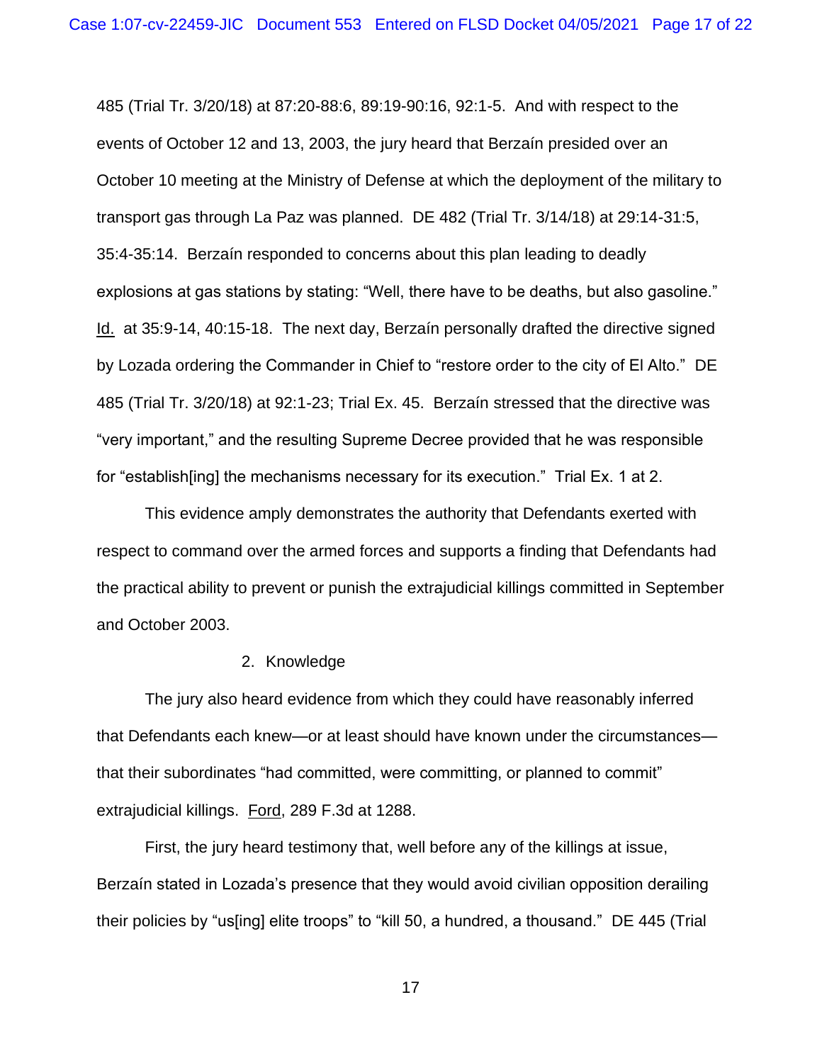485 (Trial Tr. 3/20/18) at 87:20-88:6, 89:19-90:16, 92:1-5. And with respect to the events of October 12 and 13, 2003, the jury heard that Berzaín presided over an October 10 meeting at the Ministry of Defense at which the deployment of the military to transport gas through La Paz was planned. DE 482 (Trial Tr. 3/14/18) at 29:14-31:5, 35:4-35:14. Berzaín responded to concerns about this plan leading to deadly explosions at gas stations by stating: "Well, there have to be deaths, but also gasoline." Id. at 35:9-14, 40:15-18. The next day, Berzaín personally drafted the directive signed by Lozada ordering the Commander in Chief to "restore order to the city of El Alto." DE 485 (Trial Tr. 3/20/18) at 92:1-23; Trial Ex. 45. Berzaín stressed that the directive was "very important," and the resulting Supreme Decree provided that he was responsible for "establish[ing] the mechanisms necessary for its execution." Trial Ex. 1 at 2.

This evidence amply demonstrates the authority that Defendants exerted with respect to command over the armed forces and supports a finding that Defendants had the practical ability to prevent or punish the extrajudicial killings committed in September and October 2003.

2. Knowledge

The jury also heard evidence from which they could have reasonably inferred that Defendants each knew—or at least should have known under the circumstances—that their subordinates "had committed, were committing, or planned to commit" extrajudicial killings. Ford, 289 F.3d at 1288.

First, the jury heard testimony that, well before any of the killings at issue, Berzaín stated in Lozada's presence that they would avoid civilian opposition derailing their policies by "us[ing] elite troops" to "kill 50, a hundred, a thousand." DE 445 (Trial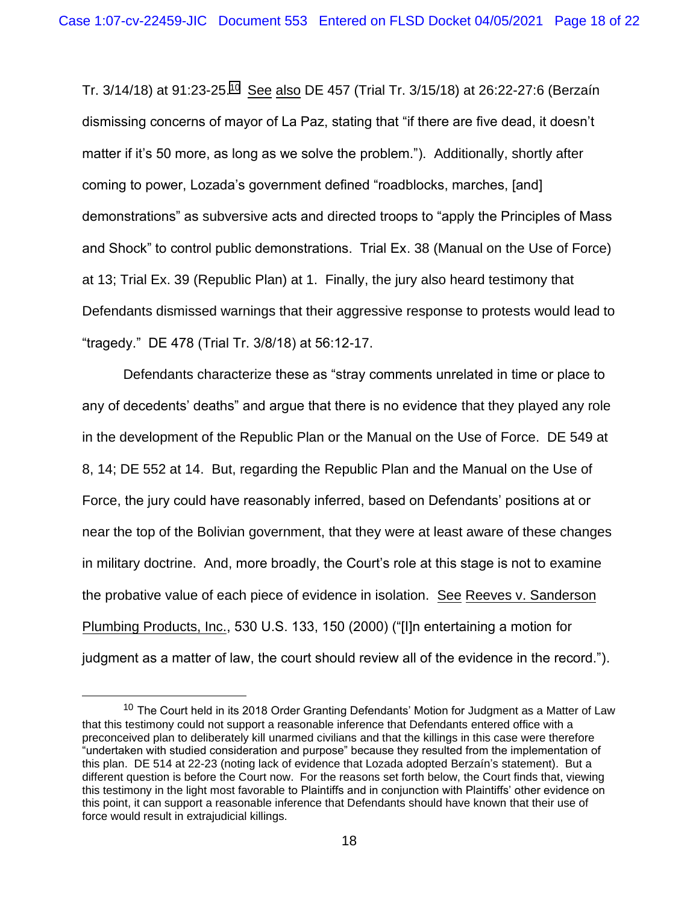Tr. 3/14/18) at 91:23-25.[10] See also DE 457 (Trial Tr. 3/15/18) at 26:22-27:6 (Berzaín dismissing concerns of mayor of La Paz, stating that "if there are five dead, it doesn't matter if it's 50 more, as long as we solve the problem."). Additionally, shortly after coming to power, Lozada's government defined "roadblocks, marches, [and] demonstrations" as subversive acts and directed troops to "apply the Principles of Mass and Shock" to control public demonstrations. Trial Ex. 38 (Manual on the Use of Force) at 13; Trial Ex. 39 (Republic Plan) at 1. Finally, the jury also heard testimony that Defendants dismissed warnings that their aggressive response to protests would lead to "tragedy." DE 478 (Trial Tr. 3/8/18) at 56:12-17.

Defendants characterize these as "stray comments unrelated in time or place to any of decedents' deaths" and argue that there is no evidence that they played any role in the development of the Republic Plan or the Manual on the Use of Force. DE 549 at 8, 14; DE 552 at 14. But, regarding the Republic Plan and the Manual on the Use of Force, the jury could have reasonably inferred, based on Defendants' positions at or near the top of the Bolivian government, that they were at least aware of these changes in military doctrine. And, more broadly, the Court's role at this stage is not to examine the probative value of each piece of evidence in isolation. See Reeves v. Sanderson Plumbing Products, Inc., 530 U.S. 133, 150 (2000) ("[I]n entertaining a motion for judgment as a matter of law, the court should review all of the evidence in the record.").

---

[10] The Court held in its 2018 Order Granting Defendants' Motion for Judgment as a Matter of Law that this testimony could not support a reasonable inference that Defendants entered office with a preconceived plan to deliberately kill unarmed civilians and that the killings in this case were therefore "undertaken with studied consideration and purpose" because they resulted from the implementation of this plan. DE 514 at 22-23 (noting lack of evidence that Lozada adopted Berzaín's statement). But a different question is before the Court now. For the reasons set forth below, the Court finds that, viewing this testimony in the light most favorable to Plaintiffs and in conjunction with Plaintiffs' other evidence on this point, it can support a reasonable inference that Defendants should have known that their use of force would result in extrajudicial killings.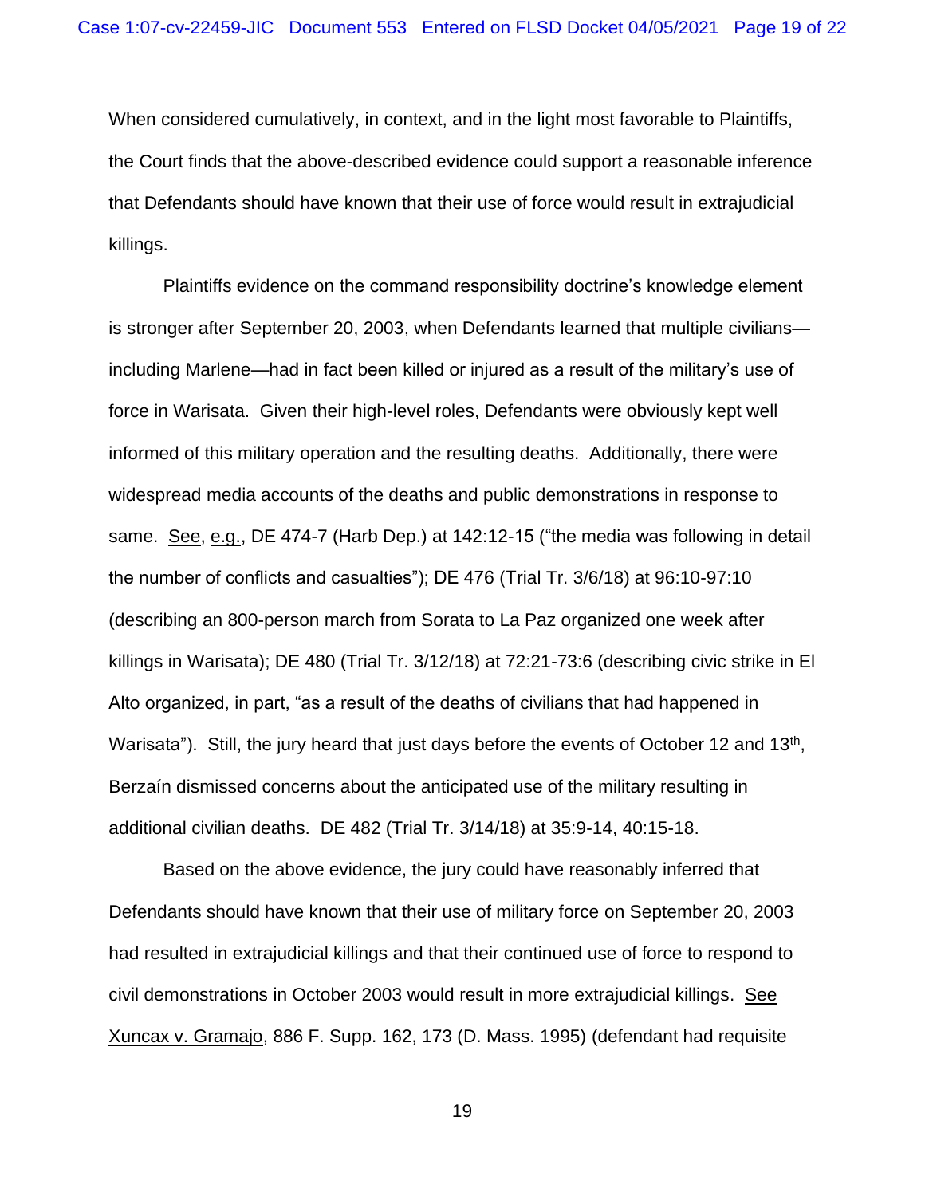When considered cumulatively, in context, and in the light most favorable to Plaintiffs, the Court finds that the above-described evidence could support a reasonable inference that Defendants should have known that their use of force would result in extrajudicial killings.

Plaintiffs evidence on the command responsibility doctrine's knowledge element is stronger after September 20, 2003, when Defendants learned that multiple civilians—including Marlene—had in fact been killed or injured as a result of the military's use of force in Warisata. Given their high-level roles, Defendants were obviously kept well informed of this military operation and the resulting deaths. Additionally, there were widespread media accounts of the deaths and public demonstrations in response to same. See, e.g., DE 474-7 (Harb Dep.) at 142:12-15 ("the media was following in detail the number of conflicts and casualties"); DE 476 (Trial Tr. 3/6/18) at 96:10-97:10 (describing an 800-person march from Sorata to La Paz organized one week after killings in Warisata); DE 480 (Trial Tr. 3/12/18) at 72:21-73:6 (describing civic strike in El Alto organized, in part, "as a result of the deaths of civilians that had happened in Warisata"). Still, the jury heard that just days before the events of October 12 and 13th, Berzaín dismissed concerns about the anticipated use of the military resulting in additional civilian deaths. DE 482 (Trial Tr. 3/14/18) at 35:9-14, 40:15-18.

Based on the above evidence, the jury could have reasonably inferred that Defendants should have known that their use of military force on September 20, 2003 had resulted in extrajudicial killings and that their continued use of force to respond to civil demonstrations in October 2003 would result in more extrajudicial killings. See Xuncax v. Gramajo, 886 F. Supp. 162, 173 (D. Mass. 1995) (defendant had requisite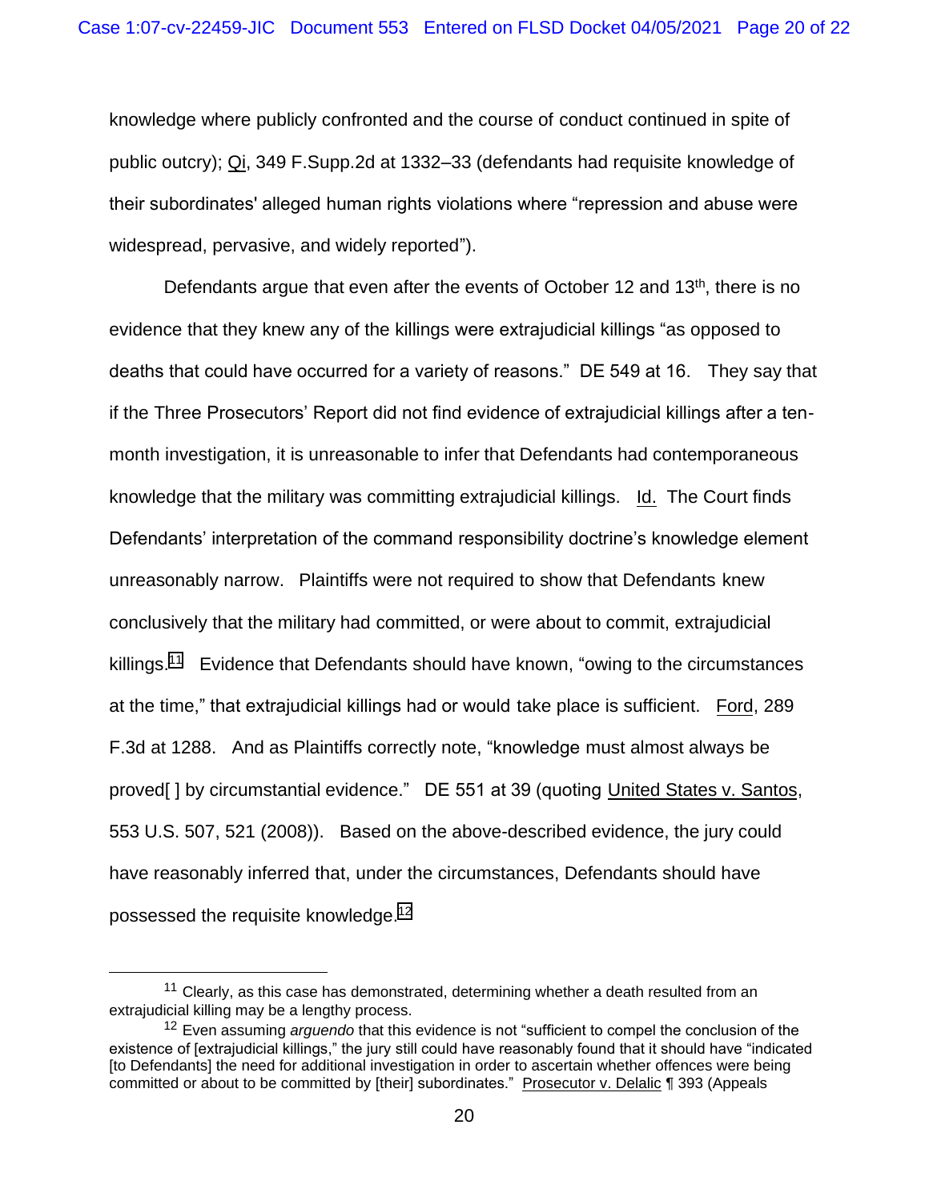knowledge where publicly confronted and the course of conduct continued in spite of public outcry); Qi, 349 F.Supp.2d at 1332–33 (defendants had requisite knowledge of their subordinates' alleged human rights violations where "repression and abuse were widespread, pervasive, and widely reported").

Defendants argue that even after the events of October 12 and 13th, there is no evidence that they knew any of the killings were extrajudicial killings "as opposed to deaths that could have occurred for a variety of reasons." DE 549 at 16. They say that if the Three Prosecutors' Report did not find evidence of extrajudicial killings after a ten-month investigation, it is unreasonable to infer that Defendants had contemporaneous knowledge that the military was committing extrajudicial killings. Id. The Court finds Defendants' interpretation of the command responsibility doctrine's knowledge element unreasonably narrow. Plaintiffs were not required to show that Defendants knew conclusively that the military had committed, or were about to commit, extrajudicial killings.[11] Evidence that Defendants should have known, "owing to the circumstances at the time," that extrajudicial killings had or would take place is sufficient. Ford, 289 F.3d at 1288. And as Plaintiffs correctly note, "knowledge must almost always be proved[ ] by circumstantial evidence." DE 551 at 39 (quoting United States v. Santos, 553 U.S. 507, 521 (2008)). Based on the above-described evidence, the jury could have reasonably inferred that, under the circumstances, Defendants should have possessed the requisite knowledge.[12]

---

[11] Clearly, as this case has demonstrated, determining whether a death resulted from an extrajudicial killing may be a lengthy process.

[12] Even assuming *arguendo* that this evidence is not "sufficient to compel the conclusion of the existence of [extrajudicial killings," the jury still could have reasonably found that it should have "indicated [to Defendants] the need for additional investigation in order to ascertain whether offences were being committed or about to be committed by [their] subordinates." Prosecutor v. Delalic ¶ 393 (Appeals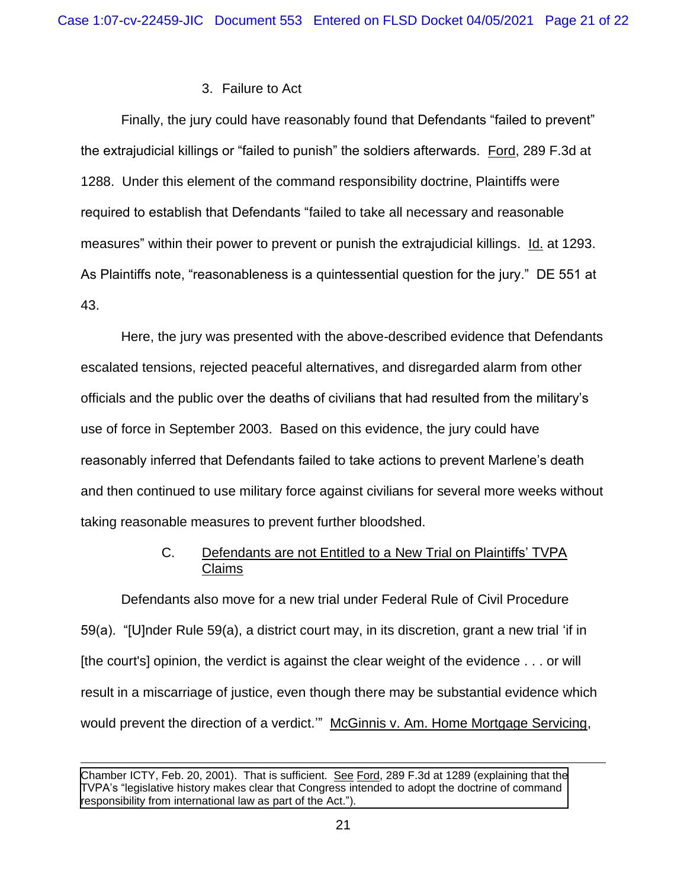3. Failure to Act

Finally, the jury could have reasonably found that Defendants "failed to prevent" the extrajudicial killings or "failed to punish" the soldiers afterwards. Ford, 289 F.3d at 1288. Under this element of the command responsibility doctrine, Plaintiffs were required to establish that Defendants "failed to take all necessary and reasonable measures" within their power to prevent or punish the extrajudicial killings. Id. at 1293. As Plaintiffs note, "reasonableness is a quintessential question for the jury." DE 551 at 43.

Here, the jury was presented with the above-described evidence that Defendants escalated tensions, rejected peaceful alternatives, and disregarded alarm from other officials and the public over the deaths of civilians that had resulted from the military's use of force in September 2003. Based on this evidence, the jury could have reasonably inferred that Defendants failed to take actions to prevent Marlene's death and then continued to use military force against civilians for several more weeks without taking reasonable measures to prevent further bloodshed.

### C. Defendants are not Entitled to a New Trial on Plaintiffs' TVPA Claims

Defendants also move for a new trial under Federal Rule of Civil Procedure 59(a). "[U]nder Rule 59(a), a district court may, in its discretion, grant a new trial 'if in [the court's] opinion, the verdict is against the clear weight of the evidence . . . or will result in a miscarriage of justice, even though there may be substantial evidence which would prevent the direction of a verdict.'" McGinnis v. Am. Home Mortgage Servicing,

---

Chamber ICTY, Feb. 20, 2001). That is sufficient. See Ford, 289 F.3d at 1289 (explaining that the TVPA's "legislative history makes clear that Congress intended to adopt the doctrine of command responsibility from international law as part of the Act.").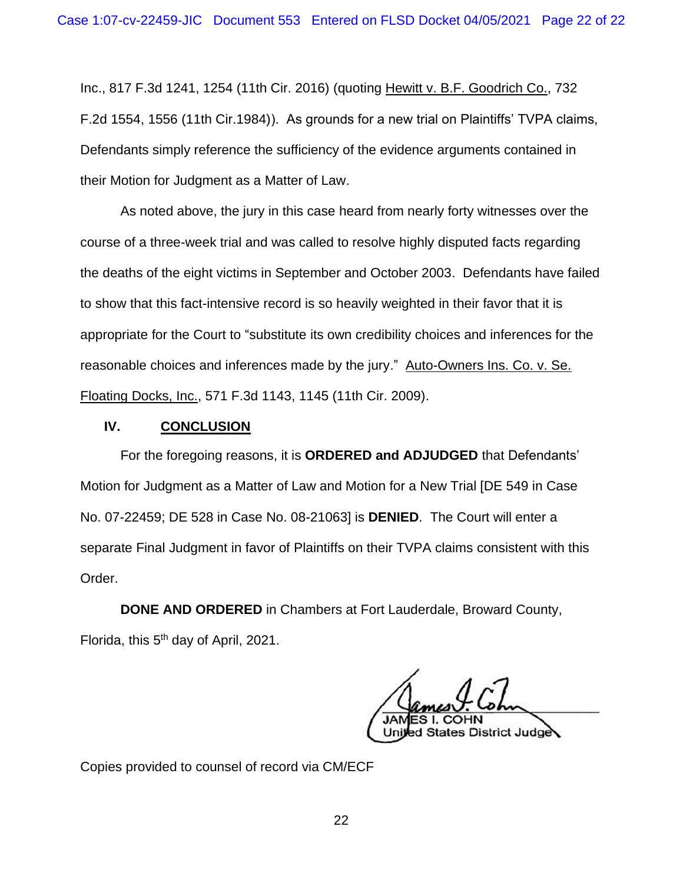Inc., 817 F.3d 1241, 1254 (11th Cir. 2016) (quoting Hewitt v. B.F. Goodrich Co., 732 F.2d 1554, 1556 (11th Cir.1984)). As grounds for a new trial on Plaintiffs' TVPA claims, Defendants simply reference the sufficiency of the evidence arguments contained in their Motion for Judgment as a Matter of Law.

As noted above, the jury in this case heard from nearly forty witnesses over the course of a three-week trial and was called to resolve highly disputed facts regarding the deaths of the eight victims in September and October 2003. Defendants have failed to show that this fact-intensive record is so heavily weighted in their favor that it is appropriate for the Court to "substitute its own credibility choices and inferences for the reasonable choices and inferences made by the jury." Auto-Owners Ins. Co. v. Se. Floating Docks, Inc., 571 F.3d 1143, 1145 (11th Cir. 2009).

## IV. CONCLUSION

For the foregoing reasons, it is **ORDERED and ADJUDGED** that Defendants' Motion for Judgment as a Matter of Law and Motion for a New Trial [DE 549 in Case No. 07-22459; DE 528 in Case No. 08-21063] is **DENIED**. The Court will enter a separate Final Judgment in favor of Plaintiffs on their TVPA claims consistent with this Order.

**DONE AND ORDERED** in Chambers at Fort Lauderdale, Broward County, Florida, this 5th day of April, 2021.

JAMES I. COHN
United States District Judge

Copies provided to counsel of record via CM/ECF